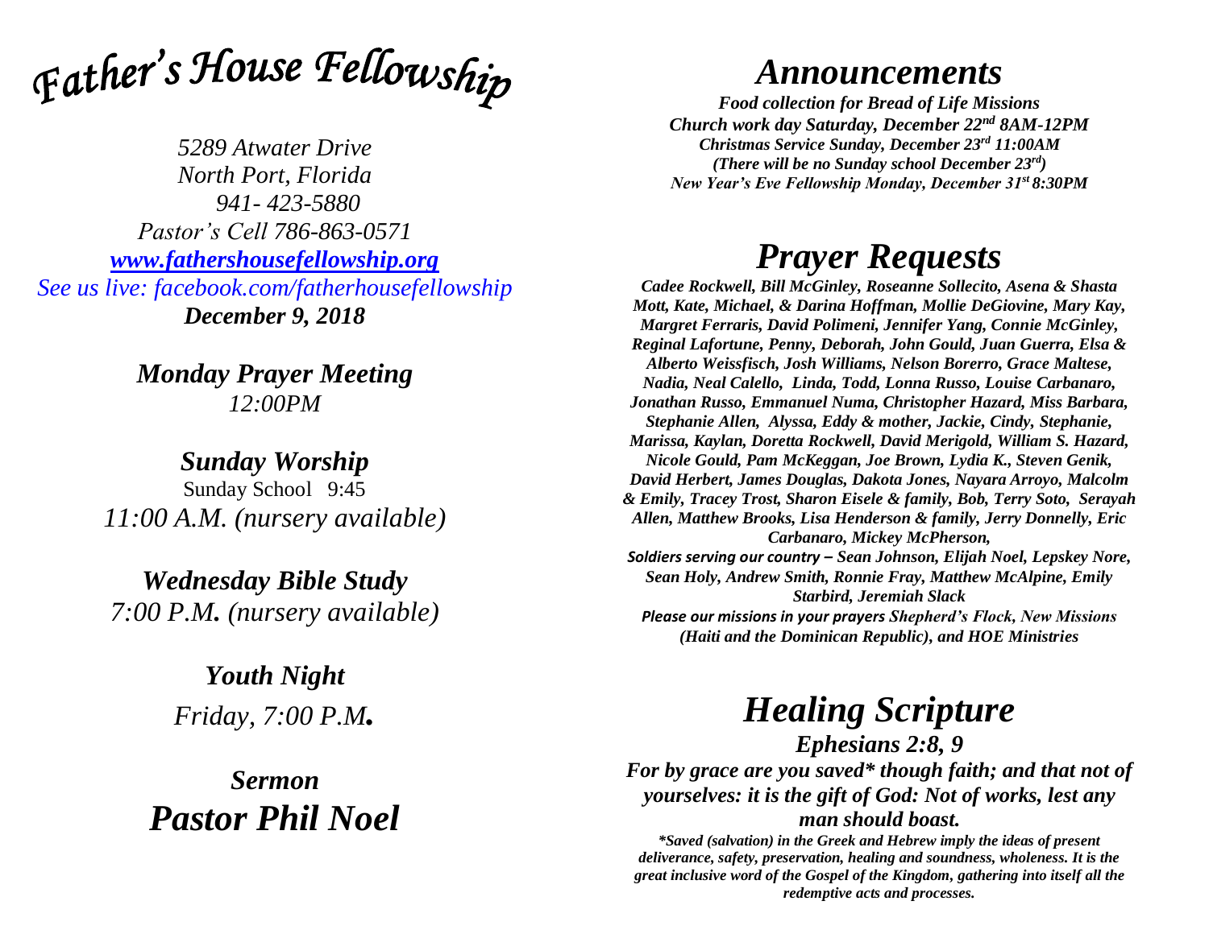# *Father's House Fellowship*

*5289 Atwater Drive*
*North Port, Florida*
*941- 423-5880*
*Pastor's Cell 786-863-0571*
*[www.fathershousefellowship.org](http://www.fathershousefellowship.org)*
*See us live: facebook.com/fatherhousefellowship*
***December 9, 2018***

***Monday Prayer Meeting***
*12:00PM*

***Sunday Worship***
Sunday School 9:45
*11:00 A.M. (nursery available)*

***Wednesday Bible Study***
*7:00 P.M. (nursery available)*

***Youth Night***
*Friday, 7:00 P.M.*

***Sermon***
***Pastor Phil Noel***

# *Announcements*

***Food collection for Bread of Life Missions***
***Church work day Saturday, December 22nd 8AM-12PM***
***Christmas Service Sunday, December 23rd 11:00AM***
***(There will be no Sunday school December 23rd)***
***New Year's Eve Fellowship Monday, December 31st 8:30PM***

# *Prayer Requests*

***Cadee Rockwell, Bill McGinley, Roseanne Sollecito, Asena & Shasta Mott, Kate, Michael, & Darina Hoffman, Mollie DeGiovine, Mary Kay, Margret Ferraris, David Polimeni, Jennifer Yang, Connie McGinley, Reginal Lafortune, Penny, Deborah, John Gould, Juan Guerra, Elsa & Alberto Weissfisch, Josh Williams, Nelson Borerro, Grace Maltese, Nadia, Neal Calello, Linda, Todd, Lonna Russo, Louise Carbanaro, Jonathan Russo, Emmanuel Numa, Christopher Hazard, Miss Barbara, Stephanie Allen, Alyssa, Eddy & mother, Jackie, Cindy, Stephanie, Marissa, Kaylan, Doretta Rockwell, David Merigold, William S. Hazard, Nicole Gould, Pam McKeggan, Joe Brown, Lydia K., Steven Genik, David Herbert, James Douglas, Dakota Jones, Nayara Arroyo, Malcolm & Emily, Tracey Trost, Sharon Eisele & family, Bob, Terry Soto, Serayah Allen, Matthew Brooks, Lisa Henderson & family, Jerry Donnelly, Eric Carbanaro, Mickey McPherson,***

***Soldiers serving our country – Sean Johnson, Elijah Noel, Lepskey Nore, Sean Holy, Andrew Smith, Ronnie Fray, Matthew McAlpine, Emily Starbird, Jeremiah Slack***

***Please our missions in your prayers Shepherd's Flock, New Missions (Haiti and the Dominican Republic), and HOE Ministries***

# *Healing Scripture*

***Ephesians 2:8, 9***

***For by grace are you saved* though faith; and that not of yourselves: it is the gift of God: Not of works, lest any man should boast.***

****Saved (salvation) in the Greek and Hebrew imply the ideas of present deliverance, safety, preservation, healing and soundness, wholeness. It is the great inclusive word of the Gospel of the Kingdom, gathering into itself all the redemptive acts and processes.***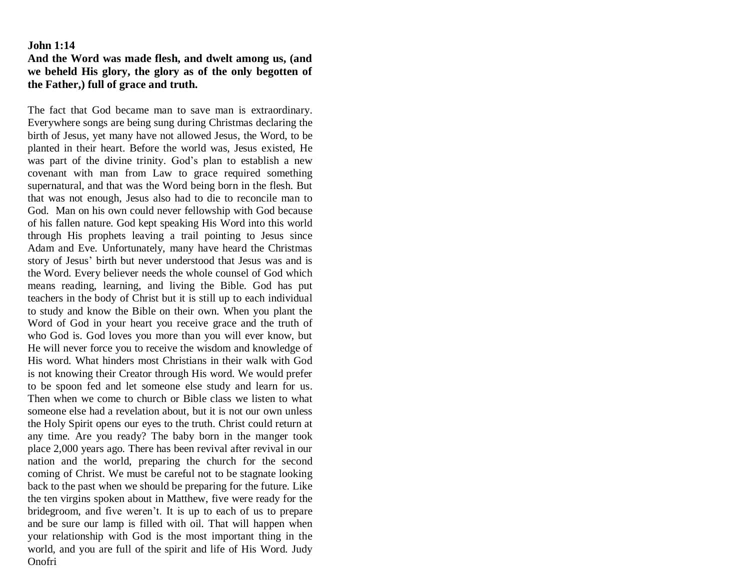**John 1:14**

**And the Word was made flesh, and dwelt among us, (and we beheld His glory, the glory as of the only begotten of the Father,) full of grace and truth.**

The fact that God became man to save man is extraordinary. Everywhere songs are being sung during Christmas declaring the birth of Jesus, yet many have not allowed Jesus, the Word, to be planted in their heart. Before the world was, Jesus existed, He was part of the divine trinity. God's plan to establish a new covenant with man from Law to grace required something supernatural, and that was the Word being born in the flesh. But that was not enough, Jesus also had to die to reconcile man to God. Man on his own could never fellowship with God because of his fallen nature. God kept speaking His Word into this world through His prophets leaving a trail pointing to Jesus since Adam and Eve. Unfortunately, many have heard the Christmas story of Jesus' birth but never understood that Jesus was and is the Word. Every believer needs the whole counsel of God which means reading, learning, and living the Bible. God has put teachers in the body of Christ but it is still up to each individual to study and know the Bible on their own. When you plant the Word of God in your heart you receive grace and the truth of who God is. God loves you more than you will ever know, but He will never force you to receive the wisdom and knowledge of His word. What hinders most Christians in their walk with God is not knowing their Creator through His word. We would prefer to be spoon fed and let someone else study and learn for us. Then when we come to church or Bible class we listen to what someone else had a revelation about, but it is not our own unless the Holy Spirit opens our eyes to the truth. Christ could return at any time. Are you ready? The baby born in the manger took place 2,000 years ago. There has been revival after revival in our nation and the world, preparing the church for the second coming of Christ. We must be careful not to be stagnate looking back to the past when we should be preparing for the future. Like the ten virgins spoken about in Matthew, five were ready for the bridegroom, and five weren't. It is up to each of us to prepare and be sure our lamp is filled with oil. That will happen when your relationship with God is the most important thing in the world, and you are full of the spirit and life of His Word. Judy Onofri